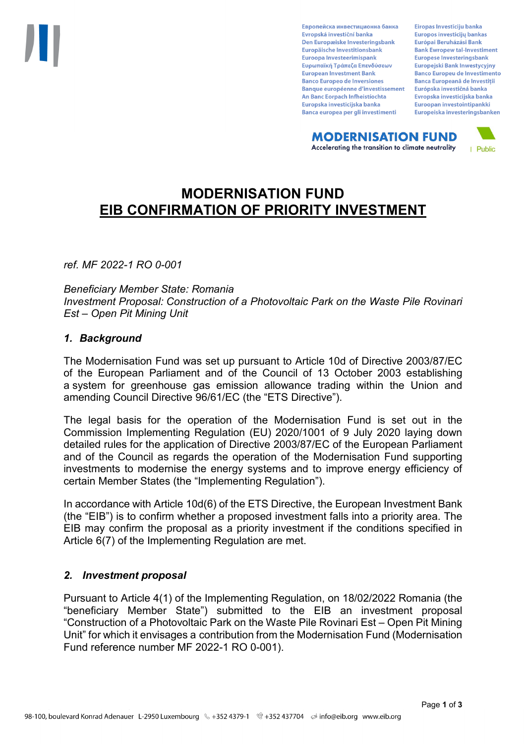# MODERNISATION FUND
# EIB CONFIRMATION OF PRIORITY INVESTMENT

*ref. MF 2022-1 RO 0-001*

*Beneficiary Member State: Romania*
*Investment Proposal: Construction of a Photovoltaic Park on the Waste Pile Rovinari Est – Open Pit Mining Unit*

## *1. Background*

The Modernisation Fund was set up pursuant to Article 10d of Directive 2003/87/EC of the European Parliament and of the Council of 13 October 2003 establishing a system for greenhouse gas emission allowance trading within the Union and amending Council Directive 96/61/EC (the "ETS Directive").

The legal basis for the operation of the Modernisation Fund is set out in the Commission Implementing Regulation (EU) 2020/1001 of 9 July 2020 laying down detailed rules for the application of Directive 2003/87/EC of the European Parliament and of the Council as regards the operation of the Modernisation Fund supporting investments to modernise the energy systems and to improve energy efficiency of certain Member States (the "Implementing Regulation").

In accordance with Article 10d(6) of the ETS Directive, the European Investment Bank (the "EIB") is to confirm whether a proposed investment falls into a priority area. The EIB may confirm the proposal as a priority investment if the conditions specified in Article 6(7) of the Implementing Regulation are met.

## *2. Investment proposal*

Pursuant to Article 4(1) of the Implementing Regulation, on 18/02/2022 Romania (the "beneficiary Member State") submitted to the EIB an investment proposal "Construction of a Photovoltaic Park on the Waste Pile Rovinari Est – Open Pit Mining Unit" for which it envisages a contribution from the Modernisation Fund (Modernisation Fund reference number MF 2022-1 RO 0-001).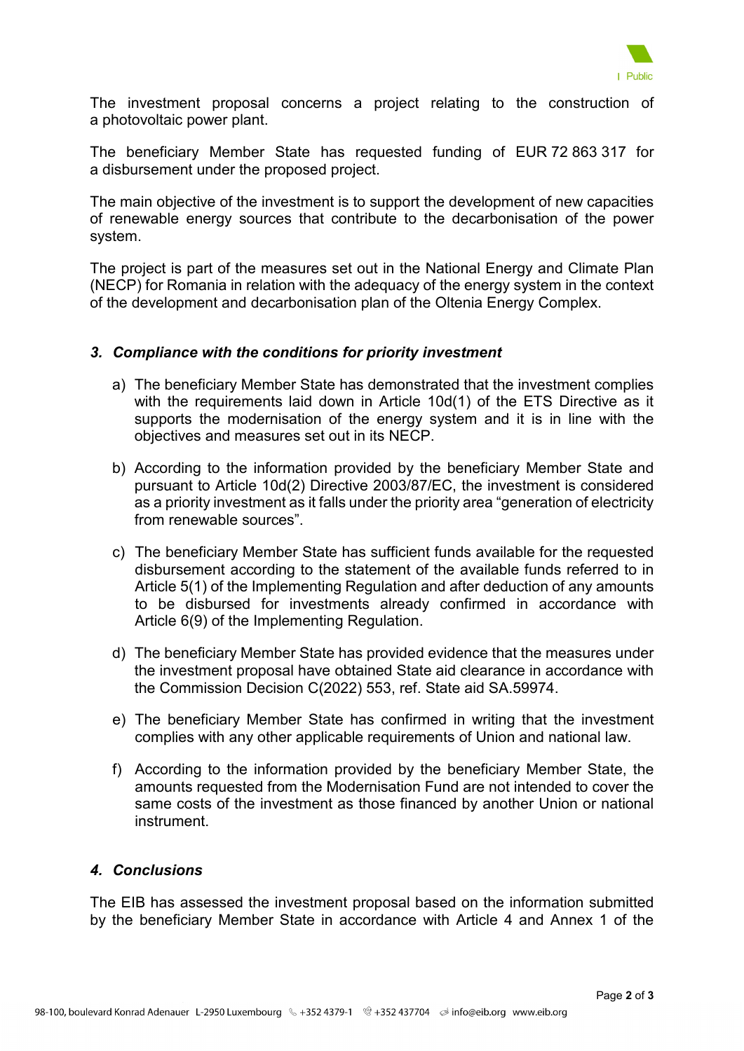The investment proposal concerns a project relating to the construction of a photovoltaic power plant.

The beneficiary Member State has requested funding of EUR 72 863 317 for a disbursement under the proposed project.

The main objective of the investment is to support the development of new capacities of renewable energy sources that contribute to the decarbonisation of the power system.

The project is part of the measures set out in the National Energy and Climate Plan (NECP) for Romania in relation with the adequacy of the energy system in the context of the development and decarbonisation plan of the Oltenia Energy Complex.

### *3. Compliance with the conditions for priority investment*

a) The beneficiary Member State has demonstrated that the investment complies with the requirements laid down in Article 10d(1) of the ETS Directive as it supports the modernisation of the energy system and it is in line with the objectives and measures set out in its NECP.

b) According to the information provided by the beneficiary Member State and pursuant to Article 10d(2) Directive 2003/87/EC, the investment is considered as a priority investment as it falls under the priority area "generation of electricity from renewable sources".

c) The beneficiary Member State has sufficient funds available for the requested disbursement according to the statement of the available funds referred to in Article 5(1) of the Implementing Regulation and after deduction of any amounts to be disbursed for investments already confirmed in accordance with Article 6(9) of the Implementing Regulation.

d) The beneficiary Member State has provided evidence that the measures under the investment proposal have obtained State aid clearance in accordance with the Commission Decision C(2022) 553, ref. State aid SA.59974.

e) The beneficiary Member State has confirmed in writing that the investment complies with any other applicable requirements of Union and national law.

f) According to the information provided by the beneficiary Member State, the amounts requested from the Modernisation Fund are not intended to cover the same costs of the investment as those financed by another Union or national instrument.

### *4. Conclusions*

The EIB has assessed the investment proposal based on the information submitted by the beneficiary Member State in accordance with Article 4 and Annex 1 of the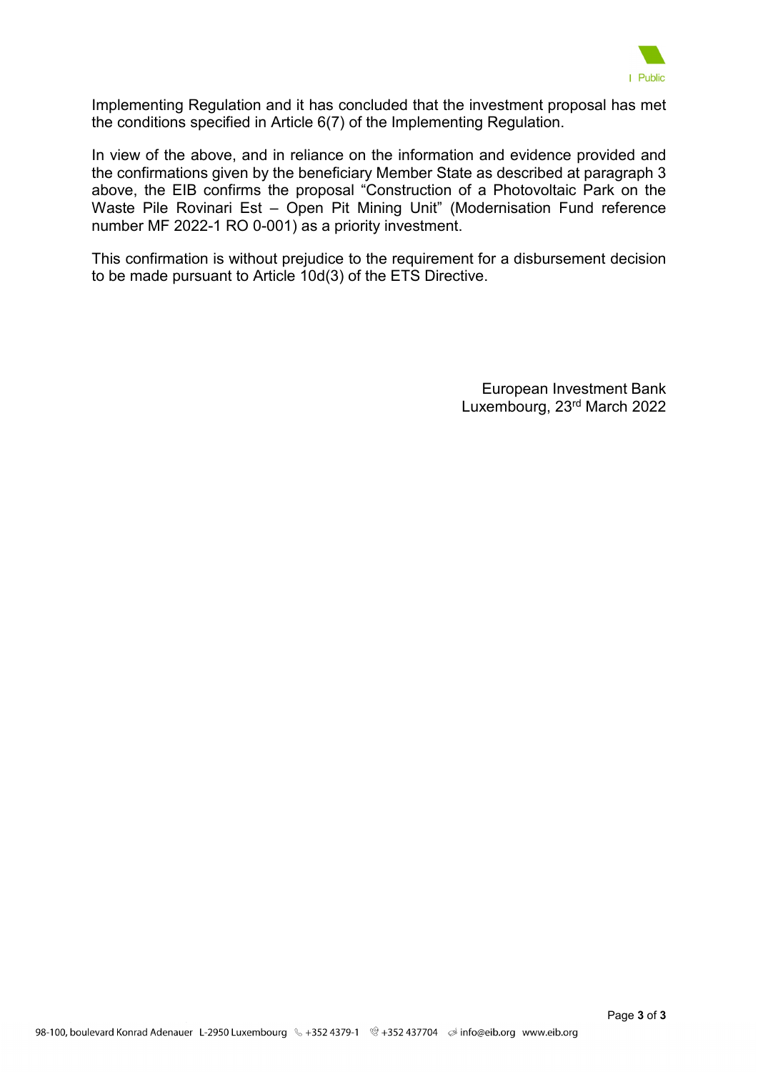Implementing Regulation and it has concluded that the investment proposal has met the conditions specified in Article 6(7) of the Implementing Regulation.

In view of the above, and in reliance on the information and evidence provided and the confirmations given by the beneficiary Member State as described at paragraph 3 above, the EIB confirms the proposal "Construction of a Photovoltaic Park on the Waste Pile Rovinari Est – Open Pit Mining Unit" (Modernisation Fund reference number MF 2022-1 RO 0-001) as a priority investment.

This confirmation is without prejudice to the requirement for a disbursement decision to be made pursuant to Article 10d(3) of the ETS Directive.

European Investment Bank
Luxembourg, 23rd March 2022